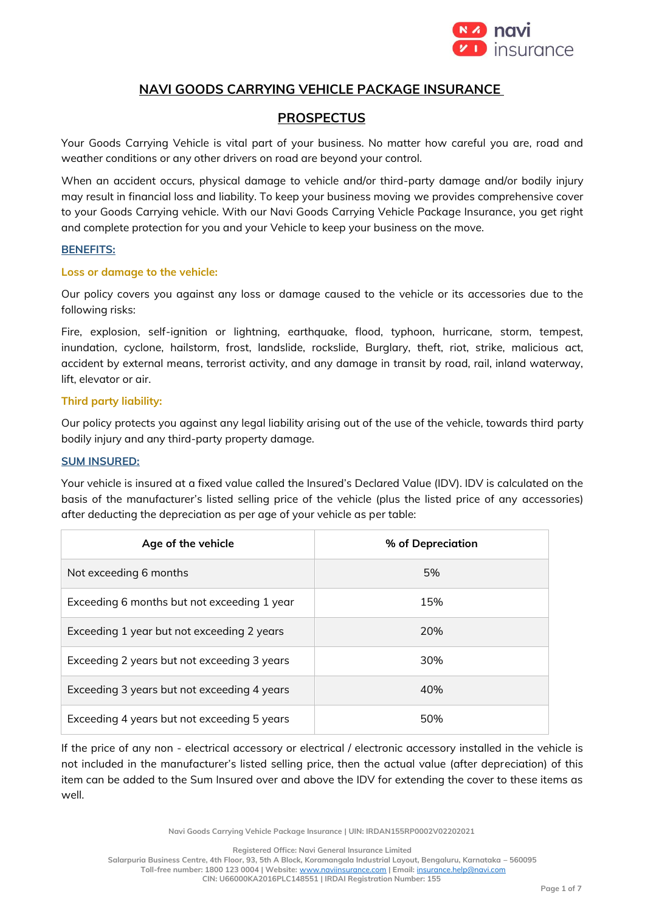# NAVI GOODS CARRYING VEHICLE PACKAGE INSURANCE

## PROSPECTUS

Your Goods Carrying Vehicle is vital part of your business. No matter how careful you are, road and weather conditions or any other drivers on road are beyond your control.

When an accident occurs, physical damage to vehicle and/or third-party damage and/or bodily injury may result in financial loss and liability. To keep your business moving we provides comprehensive cover to your Goods Carrying vehicle. With our Navi Goods Carrying Vehicle Package Insurance, you get right and complete protection for you and your Vehicle to keep your business on the move.

### BENEFITS:

#### Loss or damage to the vehicle:

Our policy covers you against any loss or damage caused to the vehicle or its accessories due to the following risks:

Fire, explosion, self-ignition or lightning, earthquake, flood, typhoon, hurricane, storm, tempest, inundation, cyclone, hailstorm, frost, landslide, rockslide, Burglary, theft, riot, strike, malicious act, accident by external means, terrorist activity, and any damage in transit by road, rail, inland waterway, lift, elevator or air.

#### Third party liability:

Our policy protects you against any legal liability arising out of the use of the vehicle, towards third party bodily injury and any third-party property damage.

### SUM INSURED:

Your vehicle is insured at a fixed value called the Insured's Declared Value (IDV). IDV is calculated on the basis of the manufacturer's listed selling price of the vehicle (plus the listed price of any accessories) after deducting the depreciation as per age of your vehicle as per table:

| Age of the vehicle | % of Depreciation |
|---|---|
| Not exceeding 6 months | 5% |
| Exceeding 6 months but not exceeding 1 year | 15% |
| Exceeding 1 year but not exceeding 2 years | 20% |
| Exceeding 2 years but not exceeding 3 years | 30% |
| Exceeding 3 years but not exceeding 4 years | 40% |
| Exceeding 4 years but not exceeding 5 years | 50% |

If the price of any non - electrical accessory or electrical / electronic accessory installed in the vehicle is not included in the manufacturer's listed selling price, then the actual value (after depreciation) of this item can be added to the Sum Insured over and above the IDV for extending the cover to these items as well.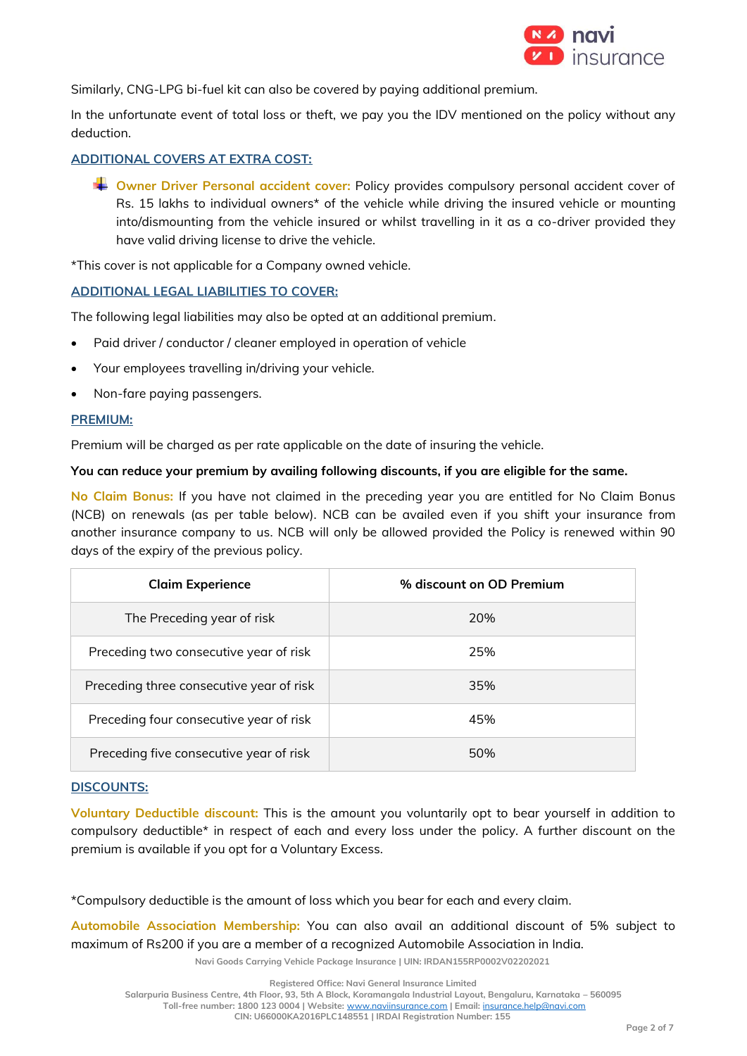Similarly, CNG-LPG bi-fuel kit can also be covered by paying additional premium.

In the unfortunate event of total loss or theft, we pay you the IDV mentioned on the policy without any deduction.

## ADDITIONAL COVERS AT EXTRA COST:

- **Owner Driver Personal accident cover:** Policy provides compulsory personal accident cover of Rs. 15 lakhs to individual owners* of the vehicle while driving the insured vehicle or mounting into/dismounting from the vehicle insured or whilst travelling in it as a co-driver provided they have valid driving license to drive the vehicle.

*This cover is not applicable for a Company owned vehicle.

## ADDITIONAL LEGAL LIABILITIES TO COVER:

The following legal liabilities may also be opted at an additional premium.

- Paid driver / conductor / cleaner employed in operation of vehicle
- Your employees travelling in/driving your vehicle.
- Non-fare paying passengers.

## PREMIUM:

Premium will be charged as per rate applicable on the date of insuring the vehicle.

**You can reduce your premium by availing following discounts, if you are eligible for the same.**

**No Claim Bonus:** If you have not claimed in the preceding year you are entitled for No Claim Bonus (NCB) on renewals (as per table below). NCB can be availed even if you shift your insurance from another insurance company to us. NCB will only be allowed provided the Policy is renewed within 90 days of the expiry of the previous policy.

| Claim Experience | % discount on OD Premium |
|---|---|
| The Preceding year of risk | 20% |
| Preceding two consecutive year of risk | 25% |
| Preceding three consecutive year of risk | 35% |
| Preceding four consecutive year of risk | 45% |
| Preceding five consecutive year of risk | 50% |

## DISCOUNTS:

**Voluntary Deductible discount:** This is the amount you voluntarily opt to bear yourself in addition to compulsory deductible* in respect of each and every loss under the policy. A further discount on the premium is available if you opt for a Voluntary Excess.

*Compulsory deductible is the amount of loss which you bear for each and every claim.

**Automobile Association Membership:** You can also avail an additional discount of 5% subject to maximum of Rs200 if you are a member of a recognized Automobile Association in India.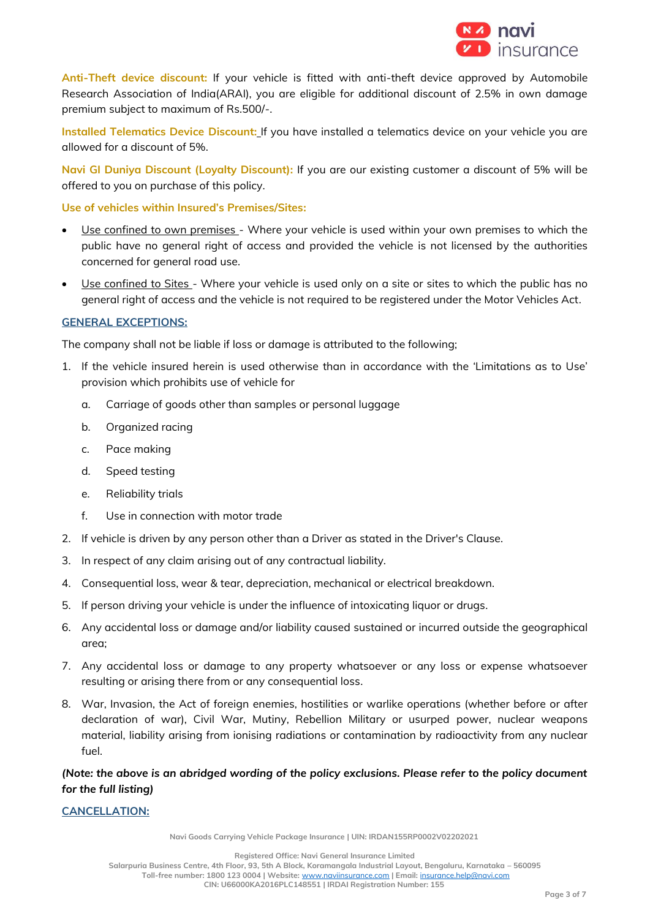**Anti-Theft device discount:** If your vehicle is fitted with anti-theft device approved by Automobile Research Association of India(ARAI), you are eligible for additional discount of 2.5% in own damage premium subject to maximum of Rs.500/-.

**Installed Telematics Device Discount:** If you have installed a telematics device on your vehicle you are allowed for a discount of 5%.

**Navi GI Duniya Discount (Loyalty Discount):** If you are our existing customer a discount of 5% will be offered to you on purchase of this policy.

**Use of vehicles within Insured's Premises/Sites:**

- Use confined to own premises - Where your vehicle is used within your own premises to which the public have no general right of access and provided the vehicle is not licensed by the authorities concerned for general road use.
- Use confined to Sites - Where your vehicle is used only on a site or sites to which the public has no general right of access and the vehicle is not required to be registered under the Motor Vehicles Act.

## GENERAL EXCEPTIONS:

The company shall not be liable if loss or damage is attributed to the following;

1. If the vehicle insured herein is used otherwise than in accordance with the 'Limitations as to Use' provision which prohibits use of vehicle for
   a. Carriage of goods other than samples or personal luggage
   b. Organized racing
   c. Pace making
   d. Speed testing
   e. Reliability trials
   f. Use in connection with motor trade
2. If vehicle is driven by any person other than a Driver as stated in the Driver's Clause.
3. In respect of any claim arising out of any contractual liability.
4. Consequential loss, wear & tear, depreciation, mechanical or electrical breakdown.
5. If person driving your vehicle is under the influence of intoxicating liquor or drugs.
6. Any accidental loss or damage and/or liability caused sustained or incurred outside the geographical area;
7. Any accidental loss or damage to any property whatsoever or any loss or expense whatsoever resulting or arising there from or any consequential loss.
8. War, Invasion, the Act of foreign enemies, hostilities or warlike operations (whether before or after declaration of war), Civil War, Mutiny, Rebellion Military or usurped power, nuclear weapons material, liability arising from ionising radiations or contamination by radioactivity from any nuclear fuel.

***(Note: the above is an abridged wording of the policy exclusions. Please refer to the policy document for the full listing)***

## CANCELLATION: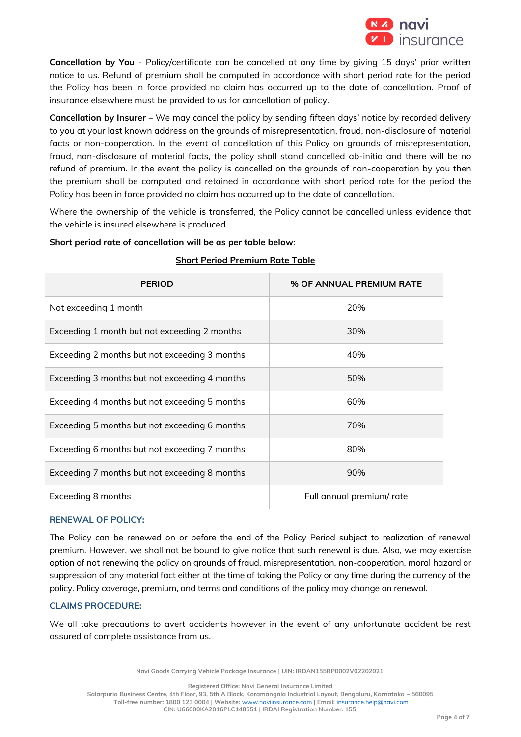**Cancellation by You** - Policy/certificate can be cancelled at any time by giving 15 days' prior written notice to us. Refund of premium shall be computed in accordance with short period rate for the period the Policy has been in force provided no claim has occurred up to the date of cancellation. Proof of insurance elsewhere must be provided to us for cancellation of policy.

**Cancellation by Insurer** – We may cancel the policy by sending fifteen days' notice by recorded delivery to you at your last known address on the grounds of misrepresentation, fraud, non-disclosure of material facts or non-cooperation. In the event of cancellation of this Policy on grounds of misrepresentation, fraud, non-disclosure of material facts, the policy shall stand cancelled ab-initio and there will be no refund of premium. In the event the policy is cancelled on the grounds of non-cooperation by you then the premium shall be computed and retained in accordance with short period rate for the period the Policy has been in force provided no claim has occurred up to the date of cancellation.

Where the ownership of the vehicle is transferred, the Policy cannot be cancelled unless evidence that the vehicle is insured elsewhere is produced.

**Short period rate of cancellation will be as per table below**:

**Short Period Premium Rate Table**

| PERIOD | % OF ANNUAL PREMIUM RATE |
|---|---|
| Not exceeding 1 month | 20% |
| Exceeding 1 month but not exceeding 2 months | 30% |
| Exceeding 2 months but not exceeding 3 months | 40% |
| Exceeding 3 months but not exceeding 4 months | 50% |
| Exceeding 4 months but not exceeding 5 months | 60% |
| Exceeding 5 months but not exceeding 6 months | 70% |
| Exceeding 6 months but not exceeding 7 months | 80% |
| Exceeding 7 months but not exceeding 8 months | 90% |
| Exceeding 8 months | Full annual premium/ rate |

## RENEWAL OF POLICY:

The Policy can be renewed on or before the end of the Policy Period subject to realization of renewal premium. However, we shall not be bound to give notice that such renewal is due. Also, we may exercise option of not renewing the policy on grounds of fraud, misrepresentation, non-cooperation, moral hazard or suppression of any material fact either at the time of taking the Policy or any time during the currency of the policy. Policy coverage, premium, and terms and conditions of the policy may change on renewal.

## CLAIMS PROCEDURE:

We all take precautions to avert accidents however in the event of any unfortunate accident be rest assured of complete assistance from us.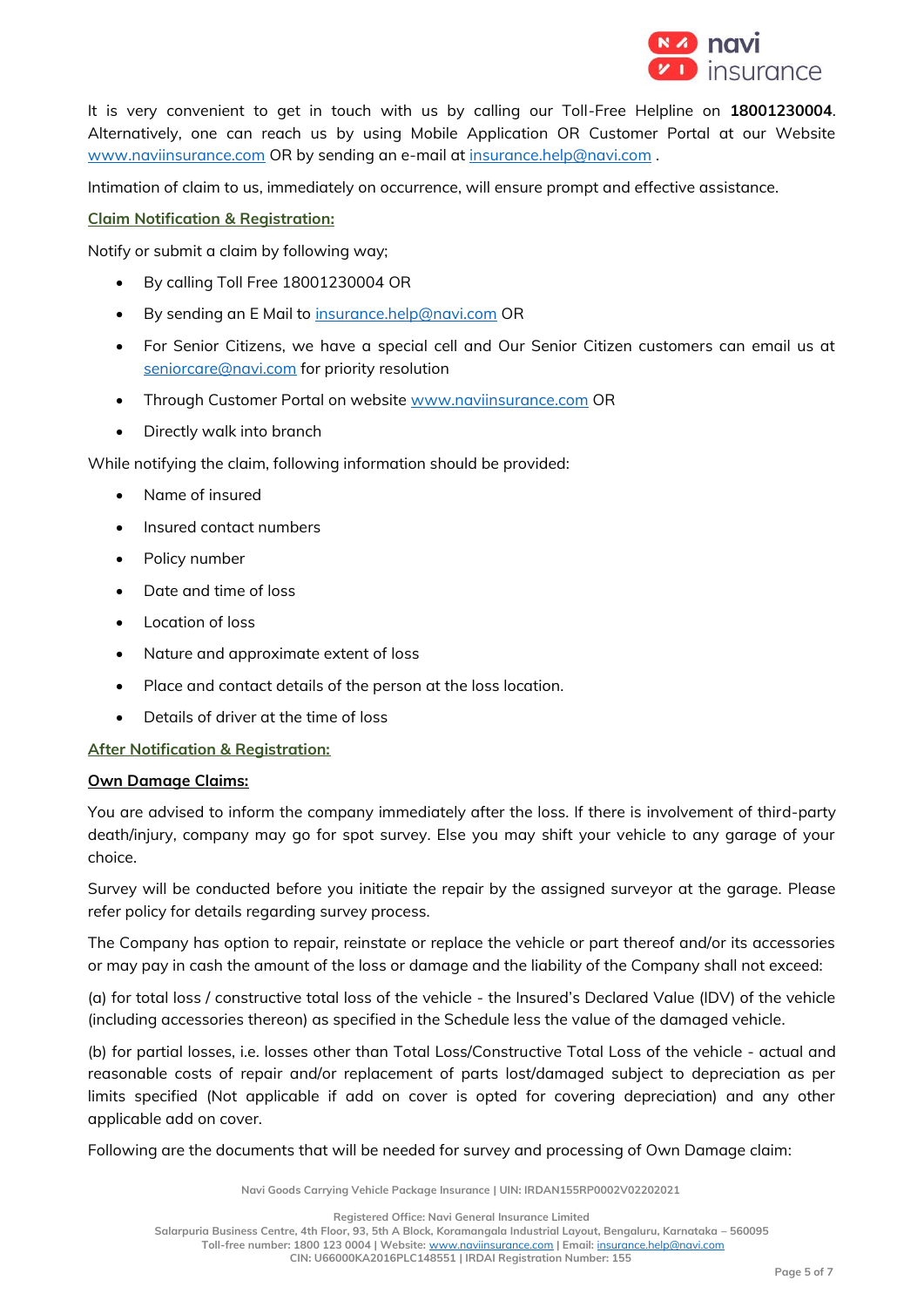It is very convenient to get in touch with us by calling our Toll-Free Helpline on **18001230004**. Alternatively, one can reach us by using Mobile Application OR Customer Portal at our Website www.naviinsurance.com OR by sending an e-mail at insurance.help@navi.com .

Intimation of claim to us, immediately on occurrence, will ensure prompt and effective assistance.

**Claim Notification & Registration:**

Notify or submit a claim by following way;

- By calling Toll Free 18001230004 OR
- By sending an E Mail to insurance.help@navi.com OR
- For Senior Citizens, we have a special cell and Our Senior Citizen customers can email us at seniorcare@navi.com for priority resolution
- Through Customer Portal on website www.naviinsurance.com OR
- Directly walk into branch

While notifying the claim, following information should be provided:

- Name of insured
- Insured contact numbers
- Policy number
- Date and time of loss
- Location of loss
- Nature and approximate extent of loss
- Place and contact details of the person at the loss location.
- Details of driver at the time of loss

**After Notification & Registration:**

**Own Damage Claims:**

You are advised to inform the company immediately after the loss. If there is involvement of third-party death/injury, company may go for spot survey. Else you may shift your vehicle to any garage of your choice.

Survey will be conducted before you initiate the repair by the assigned surveyor at the garage. Please refer policy for details regarding survey process.

The Company has option to repair, reinstate or replace the vehicle or part thereof and/or its accessories or may pay in cash the amount of the loss or damage and the liability of the Company shall not exceed:

(a) for total loss / constructive total loss of the vehicle - the Insured's Declared Value (IDV) of the vehicle (including accessories thereon) as specified in the Schedule less the value of the damaged vehicle.

(b) for partial losses, i.e. losses other than Total Loss/Constructive Total Loss of the vehicle - actual and reasonable costs of repair and/or replacement of parts lost/damaged subject to depreciation as per limits specified (Not applicable if add on cover is opted for covering depreciation) and any other applicable add on cover.

Following are the documents that will be needed for survey and processing of Own Damage claim: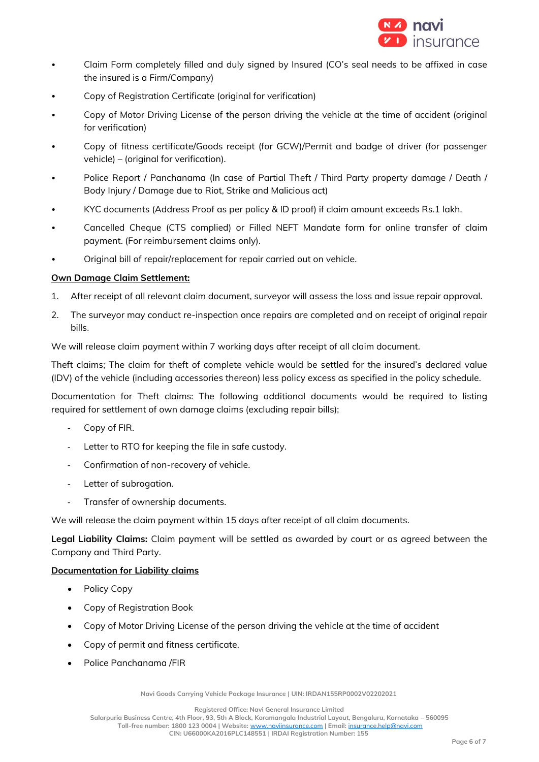- Claim Form completely filled and duly signed by Insured (CO's seal needs to be affixed in case the insured is a Firm/Company)
- Copy of Registration Certificate (original for verification)
- Copy of Motor Driving License of the person driving the vehicle at the time of accident (original for verification)
- Copy of fitness certificate/Goods receipt (for GCW)/Permit and badge of driver (for passenger vehicle) – (original for verification).
- Police Report / Panchanama (In case of Partial Theft / Third Party property damage / Death / Body Injury / Damage due to Riot, Strike and Malicious act)
- KYC documents (Address Proof as per policy & ID proof) if claim amount exceeds Rs.1 lakh.
- Cancelled Cheque (CTS complied) or Filled NEFT Mandate form for online transfer of claim payment. (For reimbursement claims only).
- Original bill of repair/replacement for repair carried out on vehicle.

<u>**Own Damage Claim Settlement:**</u>

1. After receipt of all relevant claim document, surveyor will assess the loss and issue repair approval.
2. The surveyor may conduct re-inspection once repairs are completed and on receipt of original repair bills.

We will release claim payment within 7 working days after receipt of all claim document.

Theft claims; The claim for theft of complete vehicle would be settled for the insured's declared value (IDV) of the vehicle (including accessories thereon) less policy excess as specified in the policy schedule.

Documentation for Theft claims: The following additional documents would be required to listing required for settlement of own damage claims (excluding repair bills);

- Copy of FIR.
- Letter to RTO for keeping the file in safe custody.
- Confirmation of non-recovery of vehicle.
- Letter of subrogation.
- Transfer of ownership documents.

We will release the claim payment within 15 days after receipt of all claim documents.

**Legal Liability Claims:** Claim payment will be settled as awarded by court or as agreed between the Company and Third Party.

<u>**Documentation for Liability claims**</u>

- Policy Copy
- Copy of Registration Book
- Copy of Motor Driving License of the person driving the vehicle at the time of accident
- Copy of permit and fitness certificate.
- Police Panchanama /FIR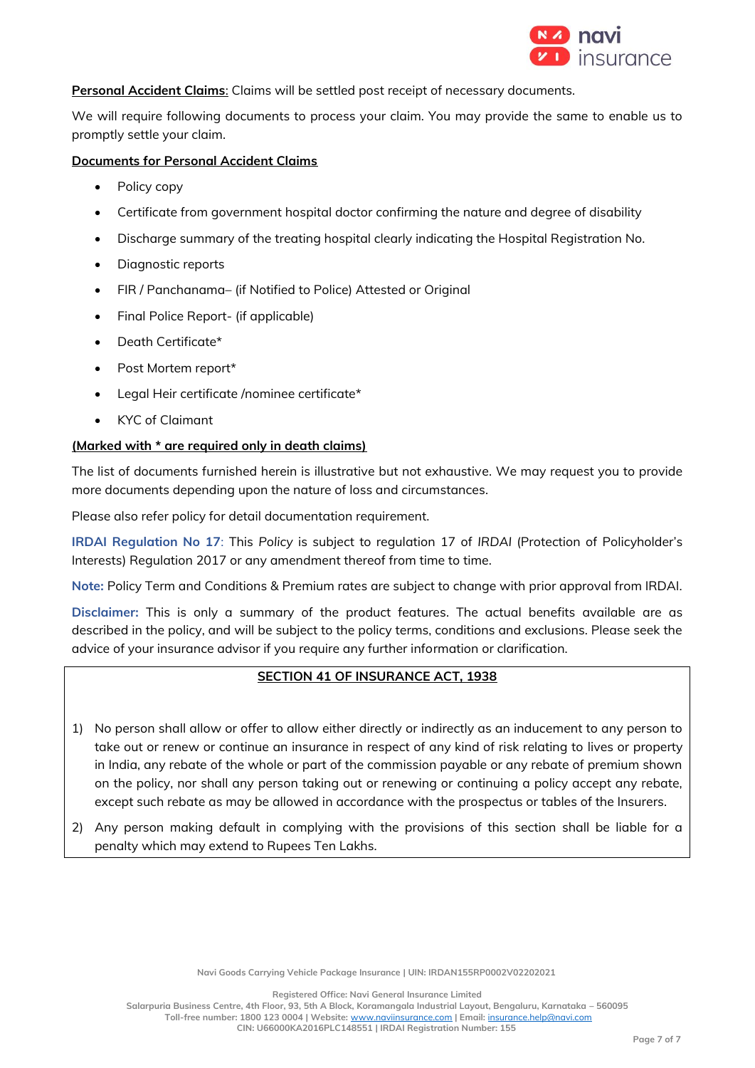**Personal Accident Claims**: Claims will be settled post receipt of necessary documents.

We will require following documents to process your claim. You may provide the same to enable us to promptly settle your claim.

**Documents for Personal Accident Claims**

- Policy copy
- Certificate from government hospital doctor confirming the nature and degree of disability
- Discharge summary of the treating hospital clearly indicating the Hospital Registration No.
- Diagnostic reports
- FIR / Panchanama– (if Notified to Police) Attested or Original
- Final Police Report- (if applicable)
- Death Certificate*
- Post Mortem report*
- Legal Heir certificate /nominee certificate*
- KYC of Claimant

**(Marked with * are required only in death claims)**

The list of documents furnished herein is illustrative but not exhaustive. We may request you to provide more documents depending upon the nature of loss and circumstances.

Please also refer policy for detail documentation requirement.

**IRDAI Regulation No 17**: This *Policy* is subject to regulation 17 of *IRDAI* (Protection of Policyholder's Interests) Regulation 2017 or any amendment thereof from time to time.

**Note:** Policy Term and Conditions & Premium rates are subject to change with prior approval from IRDAI.

**Disclaimer:** This is only a summary of the product features. The actual benefits available are as described in the policy, and will be subject to the policy terms, conditions and exclusions. Please seek the advice of your insurance advisor if you require any further information or clarification.

## SECTION 41 OF INSURANCE ACT, 1938

1) No person shall allow or offer to allow either directly or indirectly as an inducement to any person to take out or renew or continue an insurance in respect of any kind of risk relating to lives or property in India, any rebate of the whole or part of the commission payable or any rebate of premium shown on the policy, nor shall any person taking out or renewing or continuing a policy accept any rebate, except such rebate as may be allowed in accordance with the prospectus or tables of the Insurers.
2) Any person making default in complying with the provisions of this section shall be liable for a penalty which may extend to Rupees Ten Lakhs.